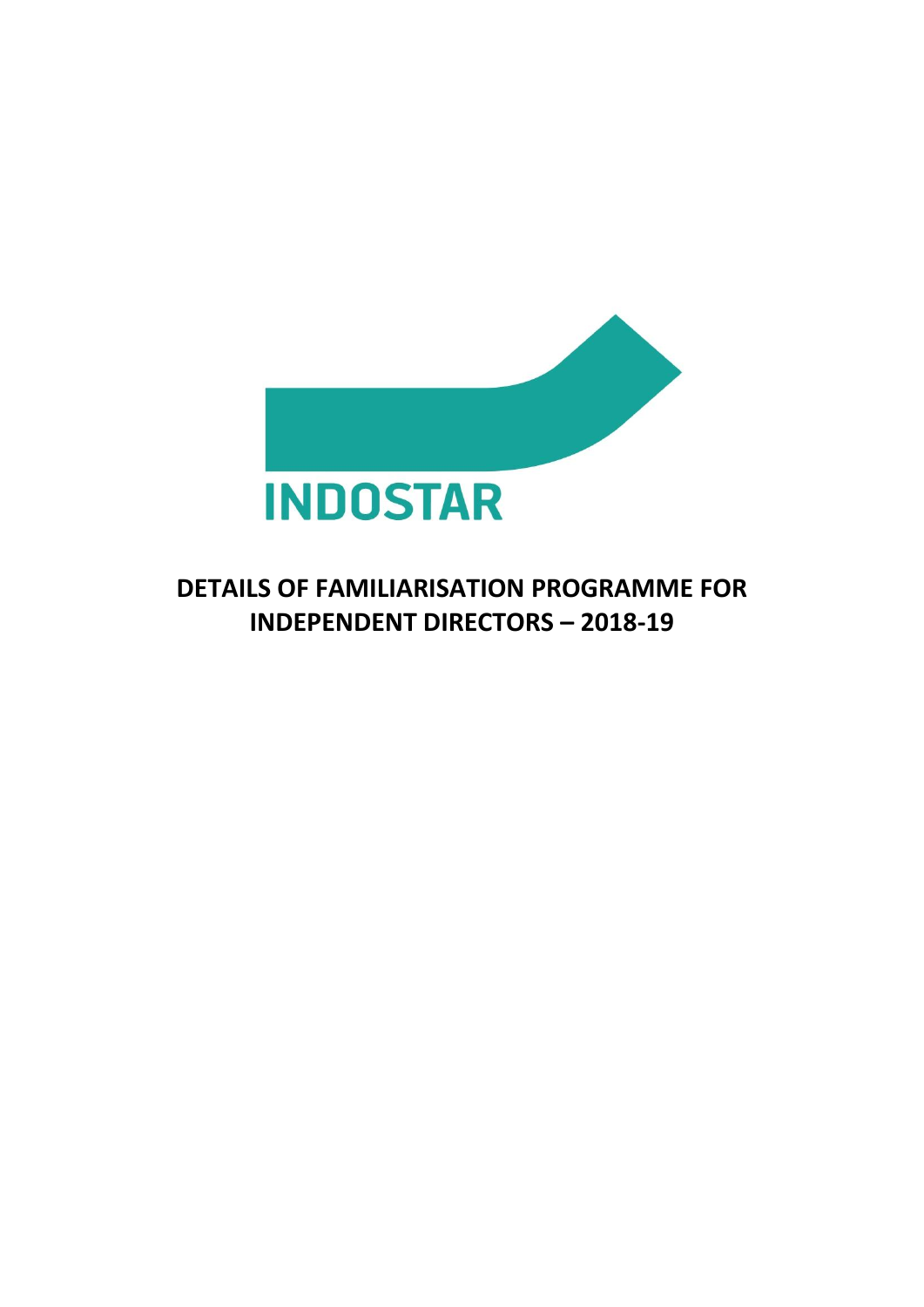INDOSTAR

# DETAILS OF FAMILIARISATION PROGRAMME FOR INDEPENDENT DIRECTORS – 2018-19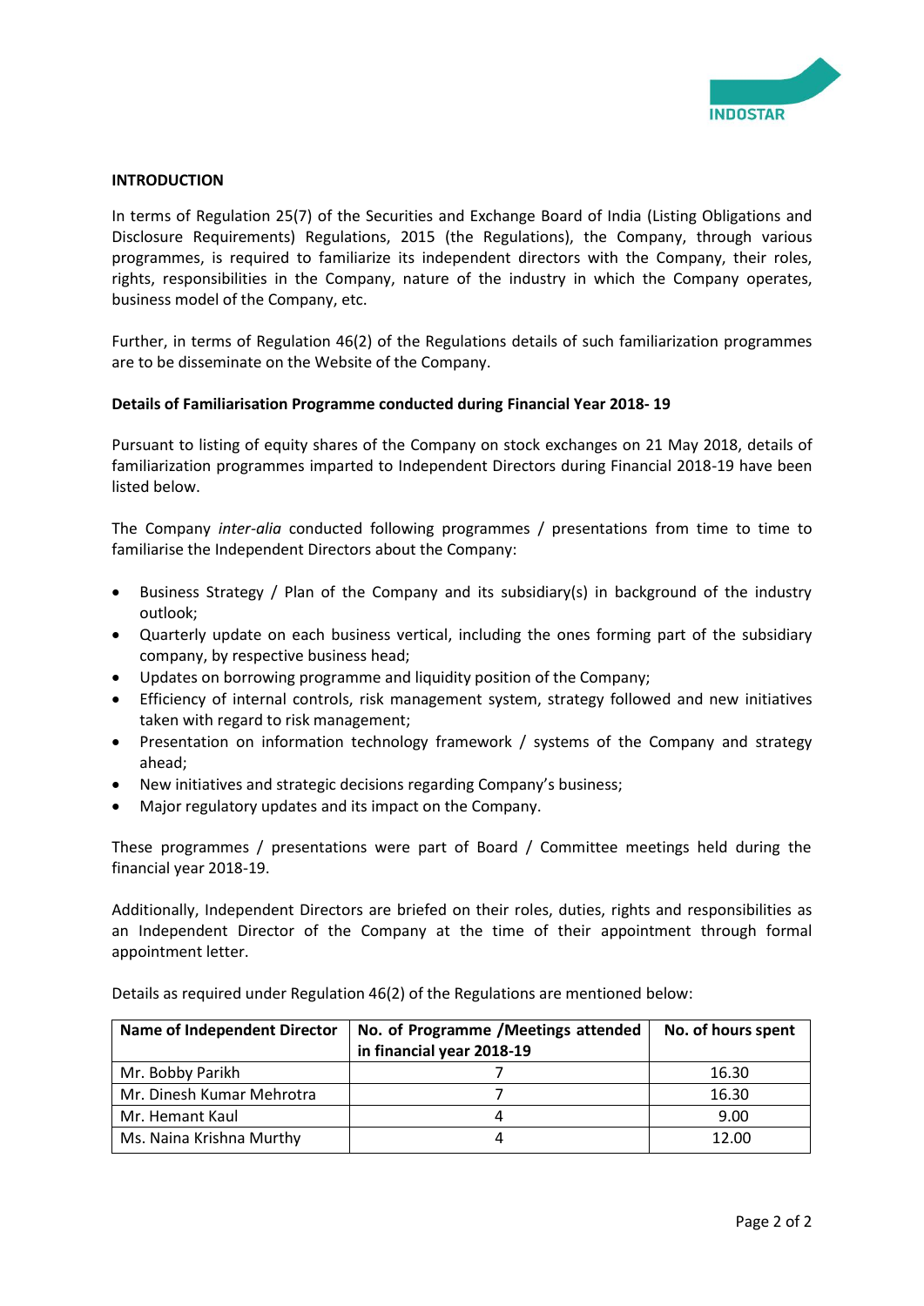INDOSTAR

## INTRODUCTION

In terms of Regulation 25(7) of the Securities and Exchange Board of India (Listing Obligations and Disclosure Requirements) Regulations, 2015 (the Regulations), the Company, through various programmes, is required to familiarize its independent directors with the Company, their roles, rights, responsibilities in the Company, nature of the industry in which the Company operates, business model of the Company, etc.

Further, in terms of Regulation 46(2) of the Regulations details of such familiarization programmes are to be disseminate on the Website of the Company.

### Details of Familiarisation Programme conducted during Financial Year 2018- 19

Pursuant to listing of equity shares of the Company on stock exchanges on 21 May 2018, details of familiarization programmes imparted to Independent Directors during Financial 2018-19 have been listed below.

The Company *inter-alia* conducted following programmes / presentations from time to time to familiarise the Independent Directors about the Company:

- Business Strategy / Plan of the Company and its subsidiary(s) in background of the industry outlook;
- Quarterly update on each business vertical, including the ones forming part of the subsidiary company, by respective business head;
- Updates on borrowing programme and liquidity position of the Company;
- Efficiency of internal controls, risk management system, strategy followed and new initiatives taken with regard to risk management;
- Presentation on information technology framework / systems of the Company and strategy ahead;
- New initiatives and strategic decisions regarding Company's business;
- Major regulatory updates and its impact on the Company.

These programmes / presentations were part of Board / Committee meetings held during the financial year 2018-19.

Additionally, Independent Directors are briefed on their roles, duties, rights and responsibilities as an Independent Director of the Company at the time of their appointment through formal appointment letter.

Details as required under Regulation 46(2) of the Regulations are mentioned below:

| Name of Independent Director | No. of Programme /Meetings attended in financial year 2018-19 | No. of hours spent |
|---|---|---|
| Mr. Bobby Parikh | 7 | 16.30 |
| Mr. Dinesh Kumar Mehrotra | 7 | 16.30 |
| Mr. Hemant Kaul | 4 | 9.00 |
| Ms. Naina Krishna Murthy | 4 | 12.00 |